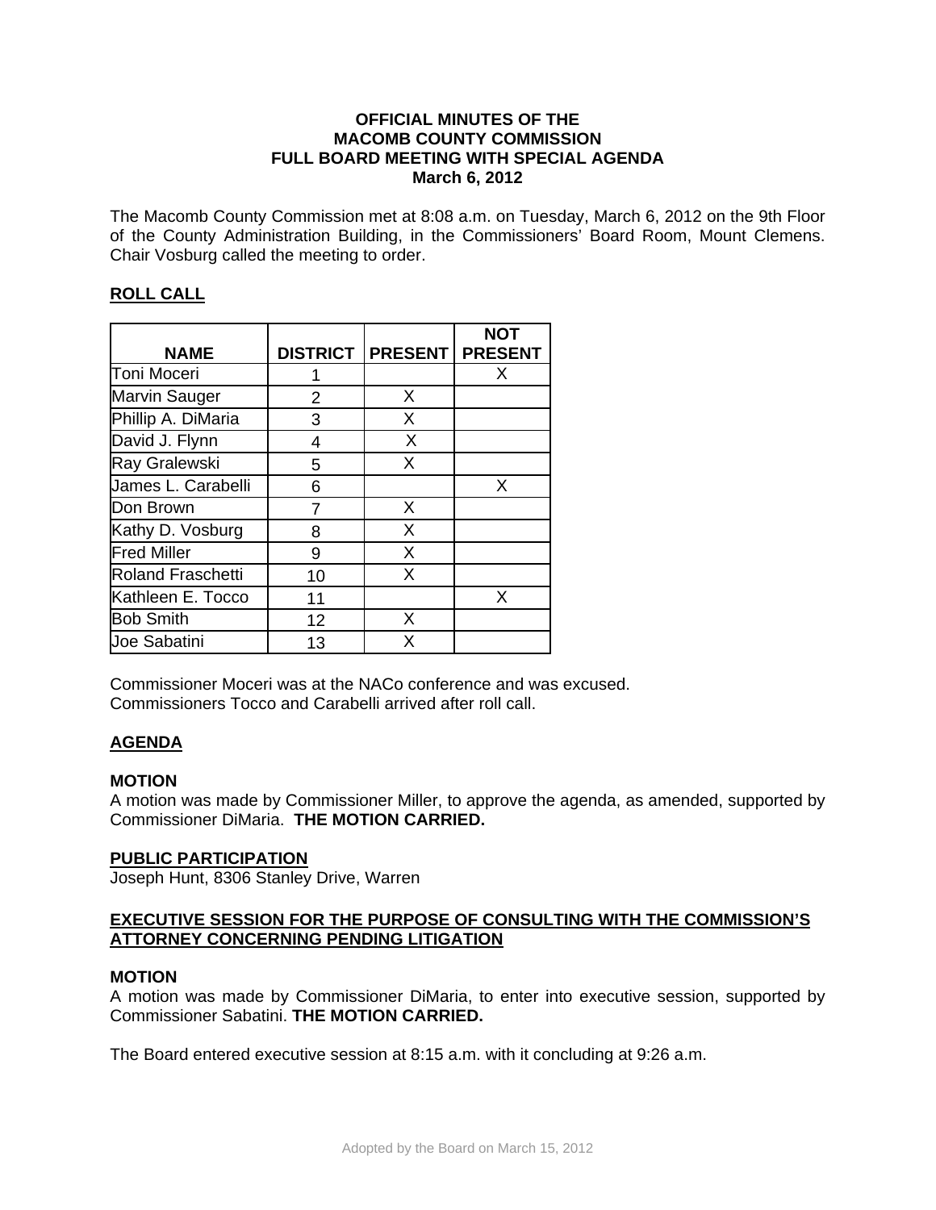**OFFICIAL MINUTES OF THE**
**MACOMB COUNTY COMMISSION**
**FULL BOARD MEETING WITH SPECIAL AGENDA**
**March 6, 2012**

The Macomb County Commission met at 8:08 a.m. on Tuesday, March 6, 2012 on the 9th Floor of the County Administration Building, in the Commissioners' Board Room, Mount Clemens. Chair Vosburg called the meeting to order.

## ROLL CALL

| NAME | DISTRICT | PRESENT | NOT PRESENT |
|---|---|---|---|
| Toni Moceri | 1 | | X |
| Marvin Sauger | 2 | X | |
| Phillip A. DiMaria | 3 | X | |
| David J. Flynn | 4 | X | |
| Ray Gralewski | 5 | X | |
| James L. Carabelli | 6 | | X |
| Don Brown | 7 | X | |
| Kathy D. Vosburg | 8 | X | |
| Fred Miller | 9 | X | |
| Roland Fraschetti | 10 | X | |
| Kathleen E. Tocco | 11 | | X |
| Bob Smith | 12 | X | |
| Joe Sabatini | 13 | X | |

Commissioner Moceri was at the NACo conference and was excused.
Commissioners Tocco and Carabelli arrived after roll call.

## AGENDA

### MOTION

A motion was made by Commissioner Miller, to approve the agenda, as amended, supported by Commissioner DiMaria. **THE MOTION CARRIED.**

## PUBLIC PARTICIPATION

Joseph Hunt, 8306 Stanley Drive, Warren

## EXECUTIVE SESSION FOR THE PURPOSE OF CONSULTING WITH THE COMMISSION'S ATTORNEY CONCERNING PENDING LITIGATION

### MOTION

A motion was made by Commissioner DiMaria, to enter into executive session, supported by Commissioner Sabatini. **THE MOTION CARRIED.**

The Board entered executive session at 8:15 a.m. with it concluding at 9:26 a.m.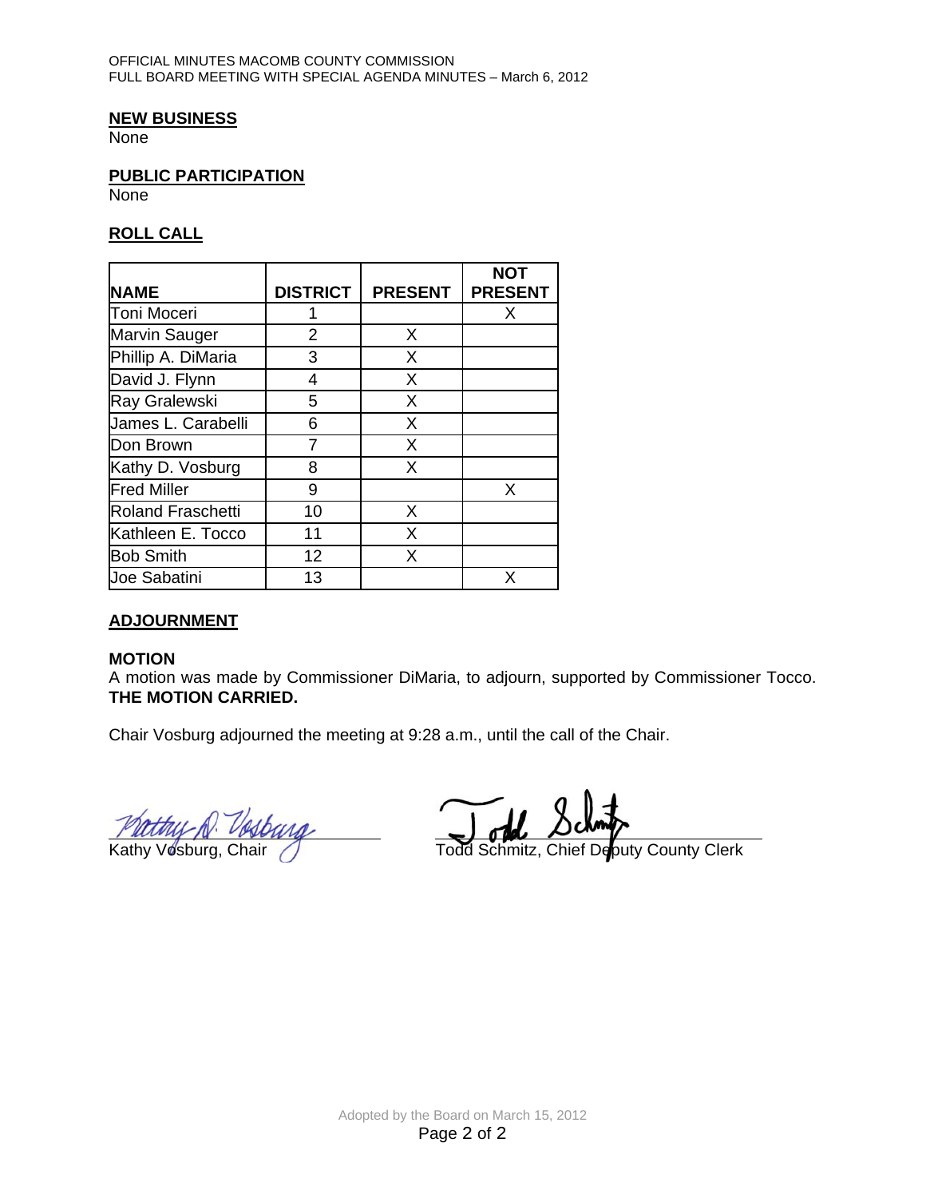## NEW BUSINESS

None

## PUBLIC PARTICIPATION

None

## ROLL CALL

| NAME | DISTRICT | PRESENT | NOT PRESENT |
|---|---|---|---|
| Toni Moceri | 1 | | X |
| Marvin Sauger | 2 | X | |
| Phillip A. DiMaria | 3 | X | |
| David J. Flynn | 4 | X | |
| Ray Gralewski | 5 | X | |
| James L. Carabelli | 6 | X | |
| Don Brown | 7 | X | |
| Kathy D. Vosburg | 8 | X | |
| Fred Miller | 9 | | X |
| Roland Fraschetti | 10 | X | |
| Kathleen E. Tocco | 11 | X | |
| Bob Smith | 12 | X | |
| Joe Sabatini | 13 | | X |

## ADJOURNMENT

**MOTION**

A motion was made by Commissioner DiMaria, to adjourn, supported by Commissioner Tocco.
**THE MOTION CARRIED.**

Chair Vosburg adjourned the meeting at 9:28 a.m., until the call of the Chair.

Kathy Vosburg, Chair

Todd Schmitz, Chief Deputy County Clerk

Adopted by the Board on March 15, 2012